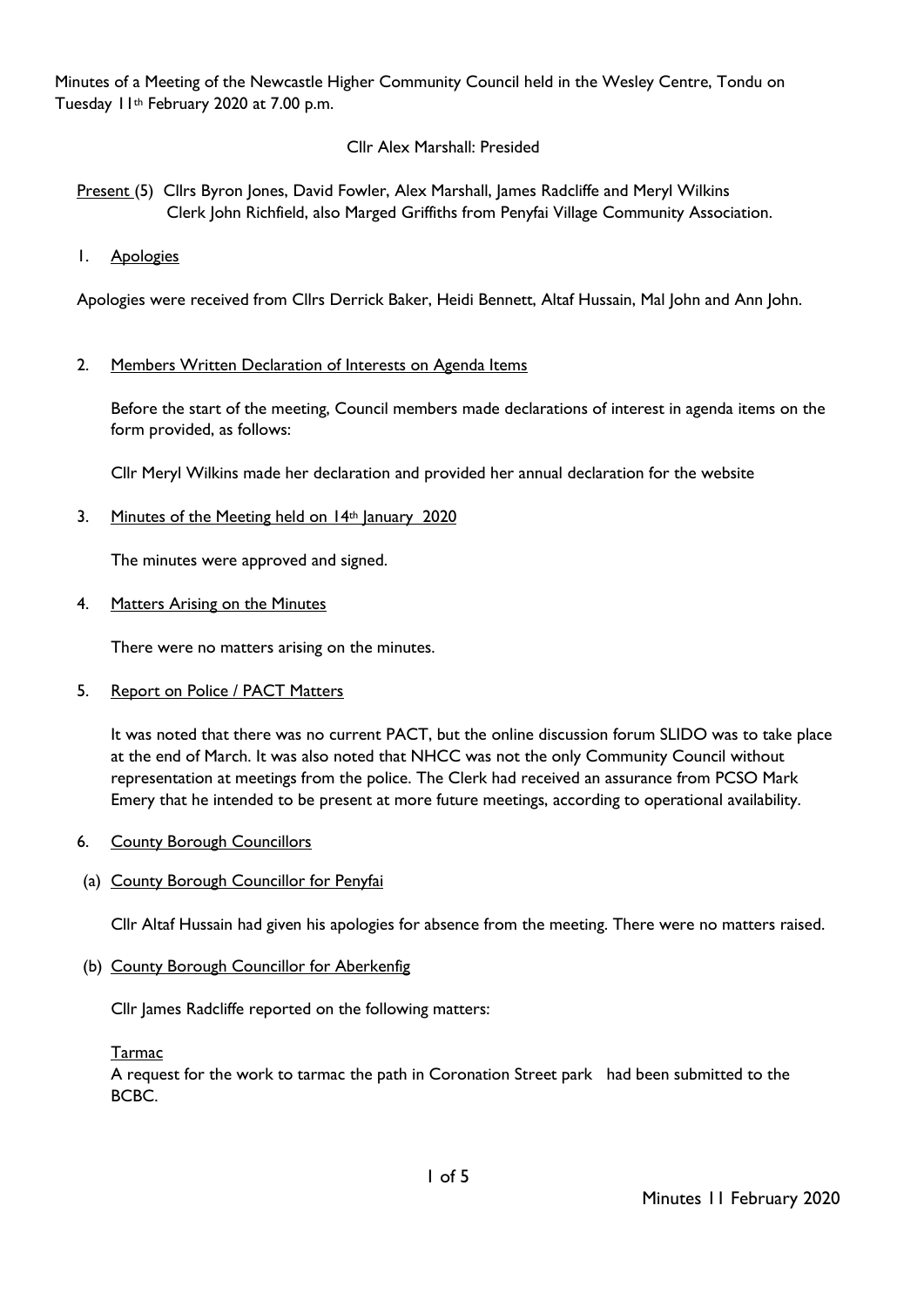Minutes of a Meeting of the Newcastle Higher Community Council held in the Wesley Centre, Tondu on Tuesday 11th February 2020 at 7.00 p.m.

Cllr Alex Marshall: Presided

Present (5) Cllrs Byron Jones, David Fowler, Alex Marshall, James Radcliffe and Meryl Wilkins
Clerk John Richfield, also Marged Griffiths from Penyfai Village Community Association.

1. Apologies

Apologies were received from Cllrs Derrick Baker, Heidi Bennett, Altaf Hussain, Mal John and Ann John.

2. Members Written Declaration of Interests on Agenda Items

Before the start of the meeting, Council members made declarations of interest in agenda items on the form provided, as follows:

Cllr Meryl Wilkins made her declaration and provided her annual declaration for the website

3. Minutes of the Meeting held on 14th January 2020

The minutes were approved and signed.

4. Matters Arising on the Minutes

There were no matters arising on the minutes.

5. Report on Police / PACT Matters

It was noted that there was no current PACT, but the online discussion forum SLIDO was to take place at the end of March. It was also noted that NHCC was not the only Community Council without representation at meetings from the police. The Clerk had received an assurance from PCSO Mark Emery that he intended to be present at more future meetings, according to operational availability.

6. County Borough Councillors

(a) County Borough Councillor for Penyfai

Cllr Altaf Hussain had given his apologies for absence from the meeting. There were no matters raised.

(b) County Borough Councillor for Aberkenfig

Cllr James Radcliffe reported on the following matters:

Tarmac
A request for the work to tarmac the path in Coronation Street park had been submitted to the BCBC.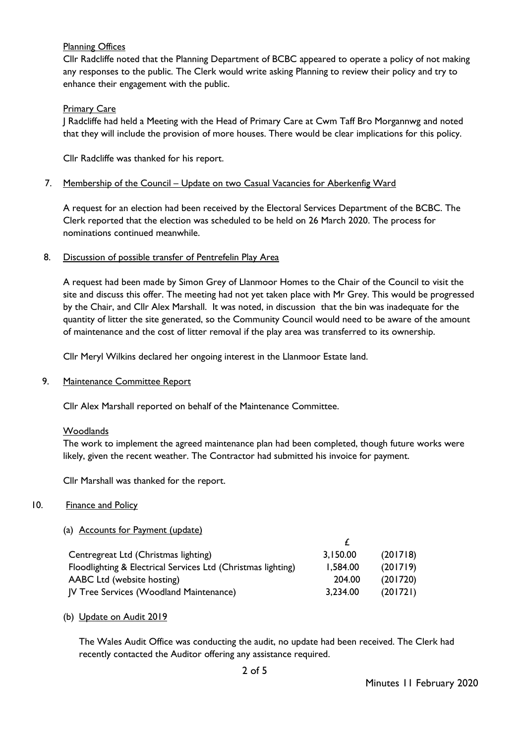Planning Offices

Cllr Radcliffe noted that the Planning Department of BCBC appeared to operate a policy of not making any responses to the public. The Clerk would write asking Planning to review their policy and try to enhance their engagement with the public.

Primary Care

J Radcliffe had held a Meeting with the Head of Primary Care at Cwm Taff Bro Morgannwg and noted that they will include the provision of more houses. There would be clear implications for this policy.

Cllr Radcliffe was thanked for his report.

7. Membership of the Council – Update on two Casual Vacancies for Aberkenfig Ward

A request for an election had been received by the Electoral Services Department of the BCBC. The Clerk reported that the election was scheduled to be held on 26 March 2020. The process for nominations continued meanwhile.

8. Discussion of possible transfer of Pentrefelin Play Area

A request had been made by Simon Grey of Llanmoor Homes to the Chair of the Council to visit the site and discuss this offer. The meeting had not yet taken place with Mr Grey. This would be progressed by the Chair, and Cllr Alex Marshall. It was noted, in discussion that the bin was inadequate for the quantity of litter the site generated, so the Community Council would need to be aware of the amount of maintenance and the cost of litter removal if the play area was transferred to its ownership.

Cllr Meryl Wilkins declared her ongoing interest in the Llanmoor Estate land.

9. Maintenance Committee Report

Cllr Alex Marshall reported on behalf of the Maintenance Committee.

Woodlands

The work to implement the agreed maintenance plan had been completed, though future works were likely, given the recent weather. The Contractor had submitted his invoice for payment.

Cllr Marshall was thanked for the report.

10. Finance and Policy

(a) Accounts for Payment (update)

| | £ | |
|---|---|---|
| Centregreat Ltd (Christmas lighting) | 3,150.00 | (201718) |
| Floodlighting & Electrical Services Ltd (Christmas lighting) | 1,584.00 | (201719) |
| AABC Ltd (website hosting) | 204.00 | (201720) |
| JV Tree Services (Woodland Maintenance) | 3,234.00 | (201721) |

(b) Update on Audit 2019

The Wales Audit Office was conducting the audit, no update had been received. The Clerk had recently contacted the Auditor offering any assistance required.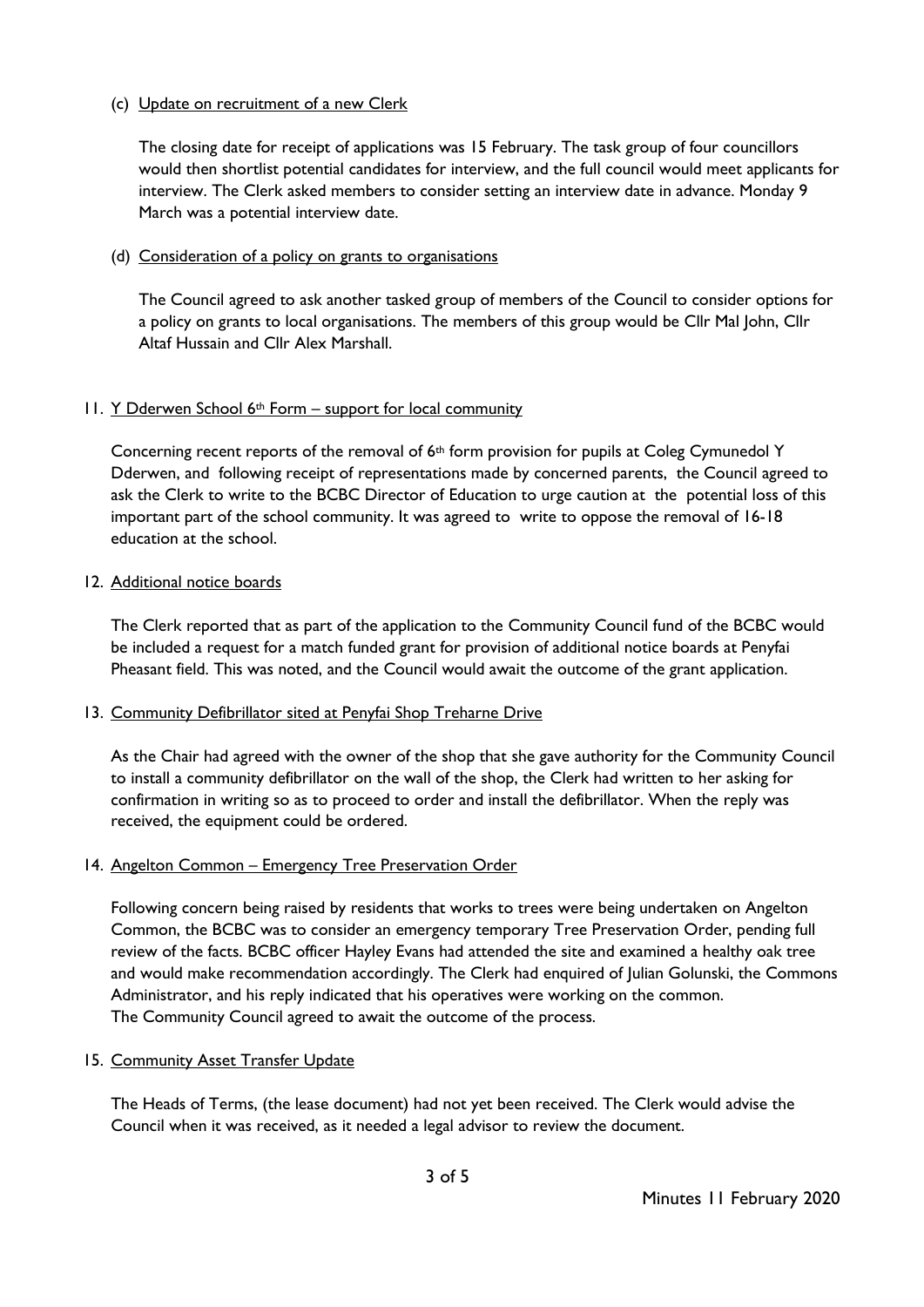(c) Update on recruitment of a new Clerk

The closing date for receipt of applications was 15 February. The task group of four councillors would then shortlist potential candidates for interview, and the full council would meet applicants for interview. The Clerk asked members to consider setting an interview date in advance. Monday 9 March was a potential interview date.

(d) Consideration of a policy on grants to organisations

The Council agreed to ask another tasked group of members of the Council to consider options for a policy on grants to local organisations. The members of this group would be Cllr Mal John, Cllr Altaf Hussain and Cllr Alex Marshall.

11. Y Dderwen School 6th Form – support for local community

Concerning recent reports of the removal of 6th form provision for pupils at Coleg Cymunedol Y Dderwen, and following receipt of representations made by concerned parents, the Council agreed to ask the Clerk to write to the BCBC Director of Education to urge caution at the potential loss of this important part of the school community. It was agreed to write to oppose the removal of 16-18 education at the school.

12. Additional notice boards

The Clerk reported that as part of the application to the Community Council fund of the BCBC would be included a request for a match funded grant for provision of additional notice boards at Penyfai Pheasant field. This was noted, and the Council would await the outcome of the grant application.

13. Community Defibrillator sited at Penyfai Shop Treharne Drive

As the Chair had agreed with the owner of the shop that she gave authority for the Community Council to install a community defibrillator on the wall of the shop, the Clerk had written to her asking for confirmation in writing so as to proceed to order and install the defibrillator. When the reply was received, the equipment could be ordered.

14. Angelton Common – Emergency Tree Preservation Order

Following concern being raised by residents that works to trees were being undertaken on Angelton Common, the BCBC was to consider an emergency temporary Tree Preservation Order, pending full review of the facts. BCBC officer Hayley Evans had attended the site and examined a healthy oak tree and would make recommendation accordingly. The Clerk had enquired of Julian Golunski, the Commons Administrator, and his reply indicated that his operatives were working on the common.
The Community Council agreed to await the outcome of the process.

15. Community Asset Transfer Update

The Heads of Terms, (the lease document) had not yet been received. The Clerk would advise the Council when it was received, as it needed a legal advisor to review the document.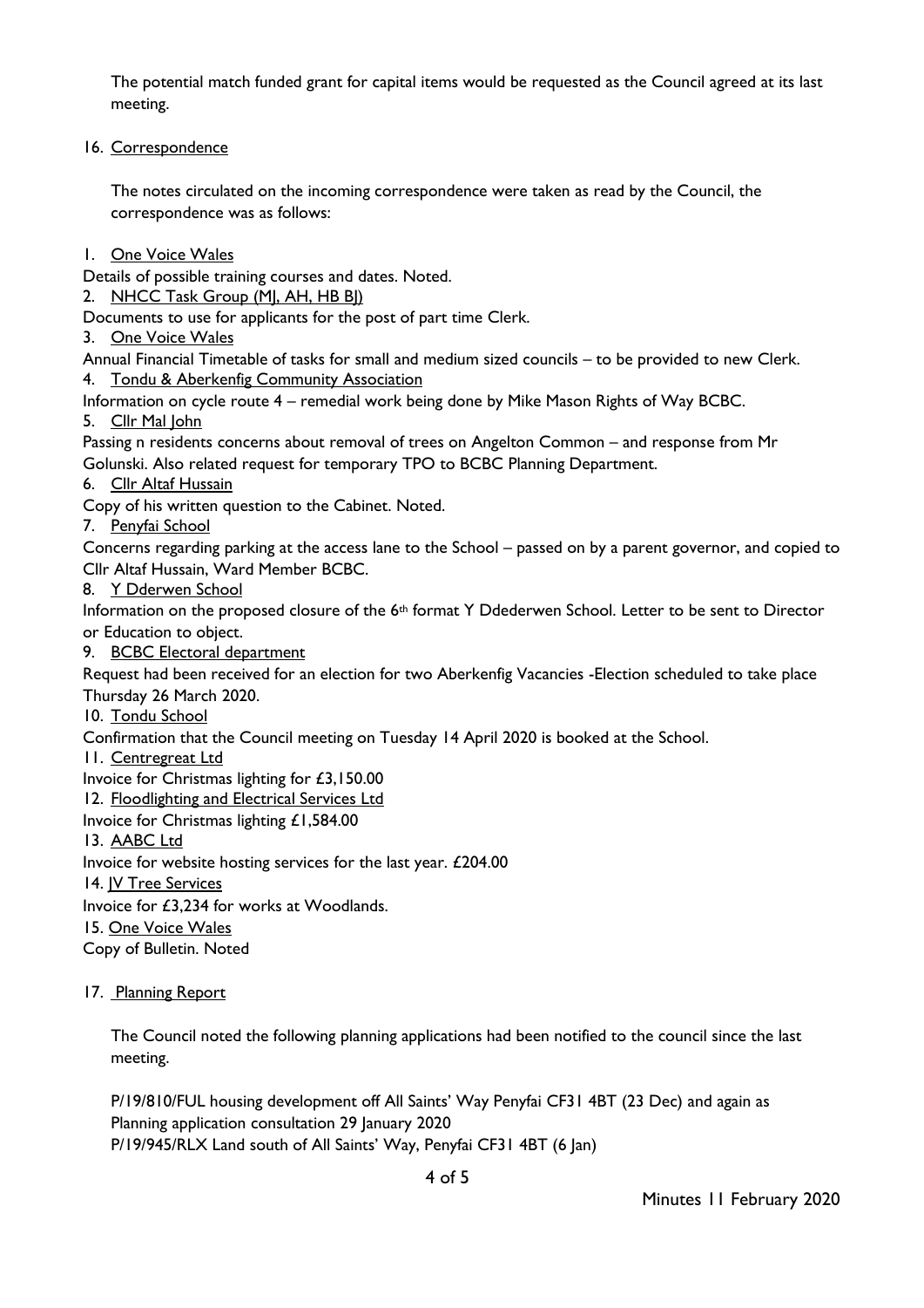The potential match funded grant for capital items would be requested as the Council agreed at its last meeting.

16. Correspondence

The notes circulated on the incoming correspondence were taken as read by the Council, the correspondence was as follows:

1. One Voice Wales
Details of possible training courses and dates. Noted.
2. NHCC Task Group (MJ, AH, HB BJ)
Documents to use for applicants for the post of part time Clerk.
3. One Voice Wales
Annual Financial Timetable of tasks for small and medium sized councils – to be provided to new Clerk.
4. Tondu & Aberkenfig Community Association
Information on cycle route 4 – remedial work being done by Mike Mason Rights of Way BCBC.
5. Cllr Mal John
Passing n residents concerns about removal of trees on Angelton Common – and response from Mr Golunski. Also related request for temporary TPO to BCBC Planning Department.
6. Cllr Altaf Hussain
Copy of his written question to the Cabinet. Noted.
7. Penyfai School
Concerns regarding parking at the access lane to the School – passed on by a parent governor, and copied to Cllr Altaf Hussain, Ward Member BCBC.
8. Y Dderwen School
Information on the proposed closure of the 6th format Y Ddederwen School. Letter to be sent to Director or Education to object.
9. BCBC Electoral department
Request had been received for an election for two Aberkenfig Vacancies -Election scheduled to take place Thursday 26 March 2020.
10. Tondu School
Confirmation that the Council meeting on Tuesday 14 April 2020 is booked at the School.
11. Centregreat Ltd
Invoice for Christmas lighting for £3,150.00
12. Floodlighting and Electrical Services Ltd
Invoice for Christmas lighting £1,584.00
13. AABC Ltd
Invoice for website hosting services for the last year. £204.00
14. JV Tree Services
Invoice for £3,234 for works at Woodlands.
15. One Voice Wales
Copy of Bulletin. Noted

17. Planning Report

The Council noted the following planning applications had been notified to the council since the last meeting.

P/19/810/FUL housing development off All Saints' Way Penyfai CF31 4BT (23 Dec) and again as Planning application consultation 29 January 2020
P/19/945/RLX Land south of All Saints' Way, Penyfai CF31 4BT (6 Jan)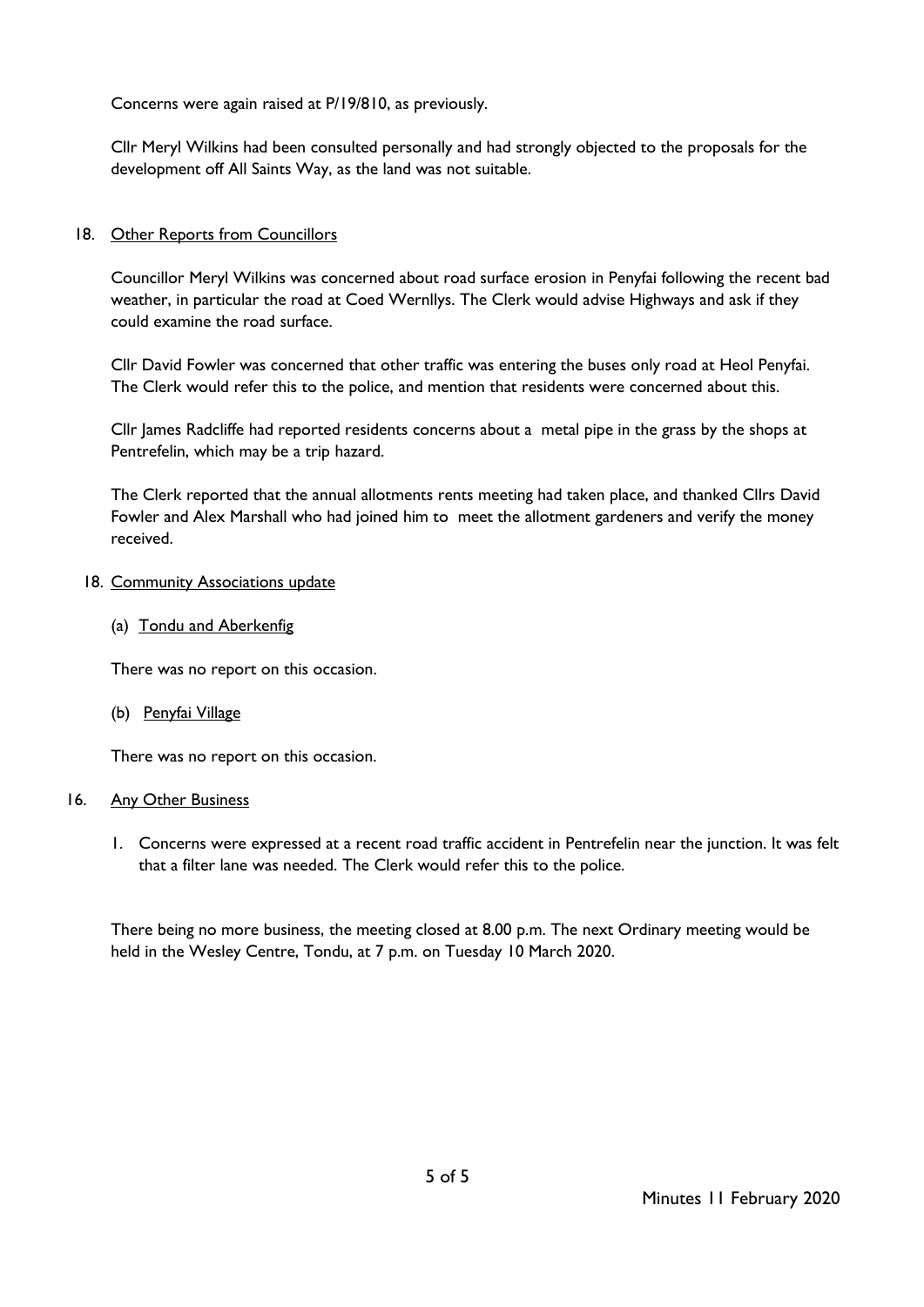Concerns were again raised at P/19/810, as previously.

Cllr Meryl Wilkins had been consulted personally and had strongly objected to the proposals for the development off All Saints Way, as the land was not suitable.

18. Other Reports from Councillors

Councillor Meryl Wilkins was concerned about road surface erosion in Penyfai following the recent bad weather, in particular the road at Coed Wernllys. The Clerk would advise Highways and ask if they could examine the road surface.

Cllr David Fowler was concerned that other traffic was entering the buses only road at Heol Penyfai. The Clerk would refer this to the police, and mention that residents were concerned about this.

Cllr James Radcliffe had reported residents concerns about a metal pipe in the grass by the shops at Pentrefelin, which may be a trip hazard.

The Clerk reported that the annual allotments rents meeting had taken place, and thanked Cllrs David Fowler and Alex Marshall who had joined him to meet the allotment gardeners and verify the money received.

18. Community Associations update

(a) Tondu and Aberkenfig

There was no report on this occasion.

(b) Penyfai Village

There was no report on this occasion.

16. Any Other Business

1. Concerns were expressed at a recent road traffic accident in Pentrefelin near the junction. It was felt that a filter lane was needed. The Clerk would refer this to the police.

There being no more business, the meeting closed at 8.00 p.m. The next Ordinary meeting would be held in the Wesley Centre, Tondu, at 7 p.m. on Tuesday 10 March 2020.